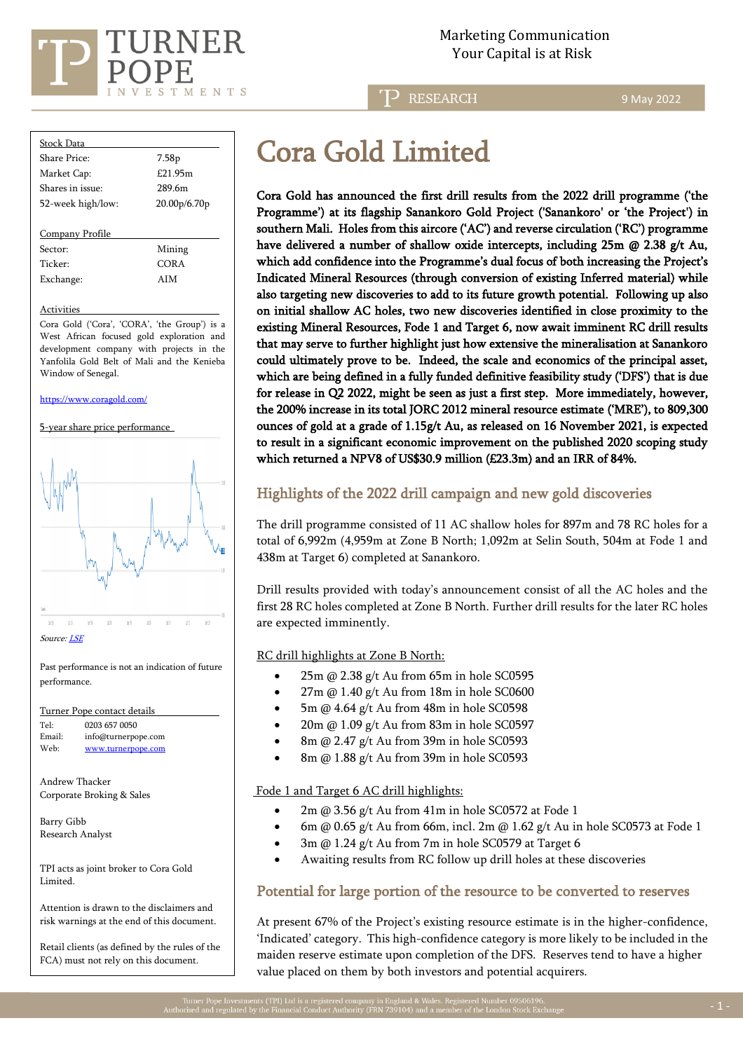Marketing Communication
Your Capital is at Risk

RESEARCH 9 May 2022

# Cora Gold Limited

**Cora Gold has announced the first drill results from the 2022 drill programme ('the Programme') at its flagship Sanankoro Gold Project ('Sanankoro' or 'the Project') in southern Mali. Holes from this aircore ('AC') and reverse circulation ('RC') programme have delivered a number of shallow oxide intercepts, including 25m @ 2.38 g/t Au, which add confidence into the Programme's dual focus of both increasing the Project's Indicated Mineral Resources (through conversion of existing Inferred material) while also targeting new discoveries to add to its future growth potential. Following up also on initial shallow AC holes, two new discoveries identified in close proximity to the existing Mineral Resources, Fode 1 and Target 6, now await imminent RC drill results that may serve to further highlight just how extensive the mineralisation at Sanankoro could ultimately prove to be. Indeed, the scale and economics of the principal asset, which are being defined in a fully funded definitive feasibility study ('DFS') that is due for release in Q2 2022, might be seen as just a first step. More immediately, however, the 200% increase in its total JORC 2012 mineral resource estimate ('MRE'), to 809,300 ounces of gold at a grade of 1.15g/t Au, as released on 16 November 2021, is expected to result in a significant economic improvement on the published 2020 scoping study which returned a NPV8 of US$30.9 million (£23.3m) and an IRR of 84%.**

## Highlights of the 2022 drill campaign and new gold discoveries

The drill programme consisted of 11 AC shallow holes for 897m and 78 RC holes for a total of 6,992m (4,959m at Zone B North; 1,092m at Selin South, 504m at Fode 1 and 438m at Target 6) completed at Sanankoro.

Drill results provided with today's announcement consist of all the AC holes and the first 28 RC holes completed at Zone B North. Further drill results for the later RC holes are expected imminently.

RC drill highlights at Zone B North:

- 25m @ 2.38 g/t Au from 65m in hole SC0595
- 27m @ 1.40 g/t Au from 18m in hole SC0600
- 5m @ 4.64 g/t Au from 48m in hole SC0598
- 20m @ 1.09 g/t Au from 83m in hole SC0597
- 8m @ 2.47 g/t Au from 39m in hole SC0593
- 8m @ 1.88 g/t Au from 39m in hole SC0593

Fode 1 and Target 6 AC drill highlights:

- 2m @ 3.56 g/t Au from 41m in hole SC0572 at Fode 1
- 6m @ 0.65 g/t Au from 66m, incl. 2m @ 1.62 g/t Au in hole SC0573 at Fode 1
- 3m @ 1.24 g/t Au from 7m in hole SC0579 at Target 6
- Awaiting results from RC follow up drill holes at these discoveries

## Potential for large portion of the resource to be converted to reserves

At present 67% of the Project's existing resource estimate is in the higher-confidence, 'Indicated' category. This high-confidence category is more likely to be included in the maiden reserve estimate upon completion of the DFS. Reserves tend to have a higher value placed on them by both investors and potential acquirers.

| Stock Data | |
|---|---|
| Share Price: | 7.58p |
| Market Cap: | £21.95m |
| Shares in issue: | 289.6m |
| 52-week high/low: | 20.00p/6.70p |

| Company Profile | |
|---|---|
| Sector: | Mining |
| Ticker: | CORA |
| Exchange: | AIM |

Activities

Cora Gold ('Cora', 'CORA', 'the Group') is a West African focused gold exploration and development company with projects in the Yanfolila Gold Belt of Mali and the Kenieba Window of Senegal.

https://www.coragold.com/

5-year share price performance

*Source: LSE*

Past performance is not an indication of future performance.

Turner Pope contact details

| | |
|---|---|
| Tel: | 0203 657 0050 |
| Email: | info@turnerpope.com |
| Web: | www.turnerpope.com |

Andrew Thacker
Corporate Broking & Sales

Barry Gibb
Research Analyst

TPI acts as joint broker to Cora Gold Limited.

Attention is drawn to the disclaimers and risk warnings at the end of this document.

Retail clients (as defined by the rules of the FCA) must not rely on this document.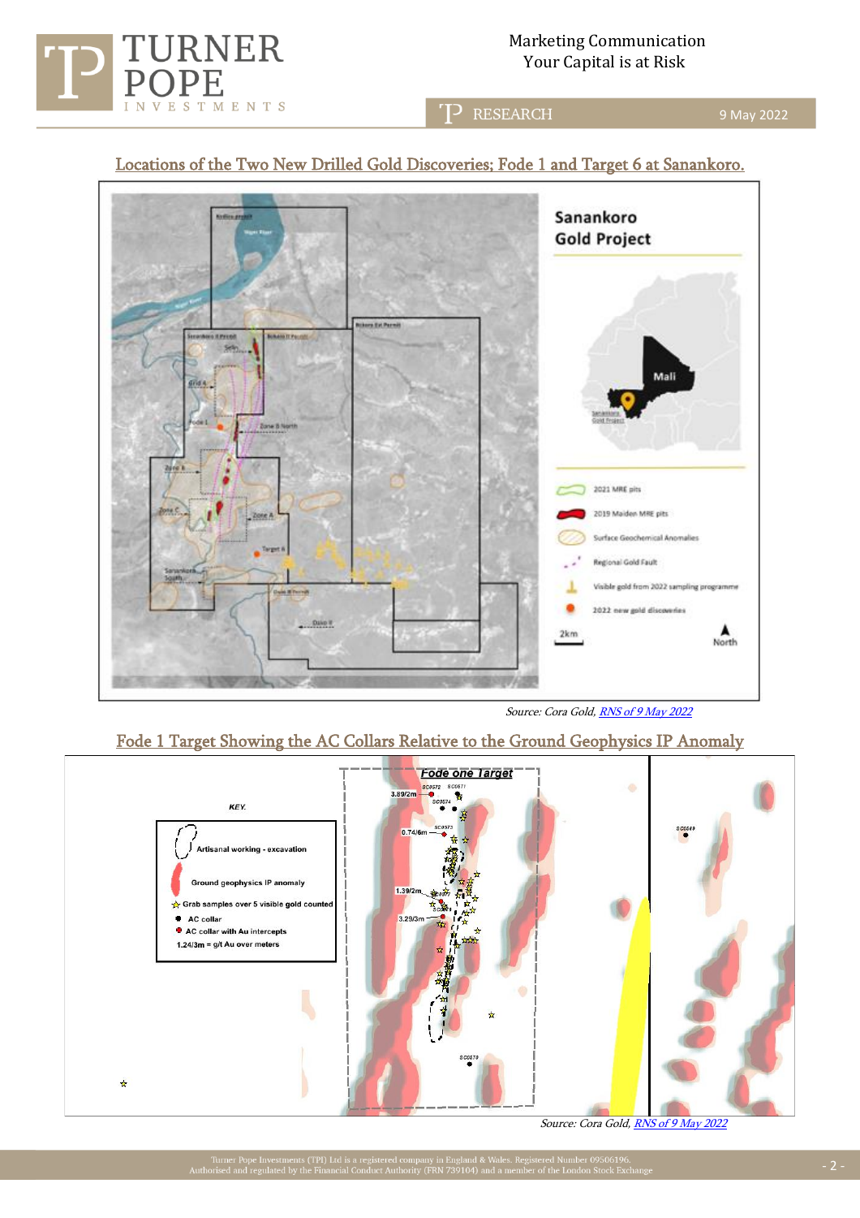## Locations of the Two New Drilled Gold Discoveries; Fode 1 and Target 6 at Sanankoro.

*Source: Cora Gold, RNS of 9 May 2022*

## Fode 1 Target Showing the AC Collars Relative to the Ground Geophysics IP Anomaly

*Source: Cora Gold, RNS of 9 May 2022*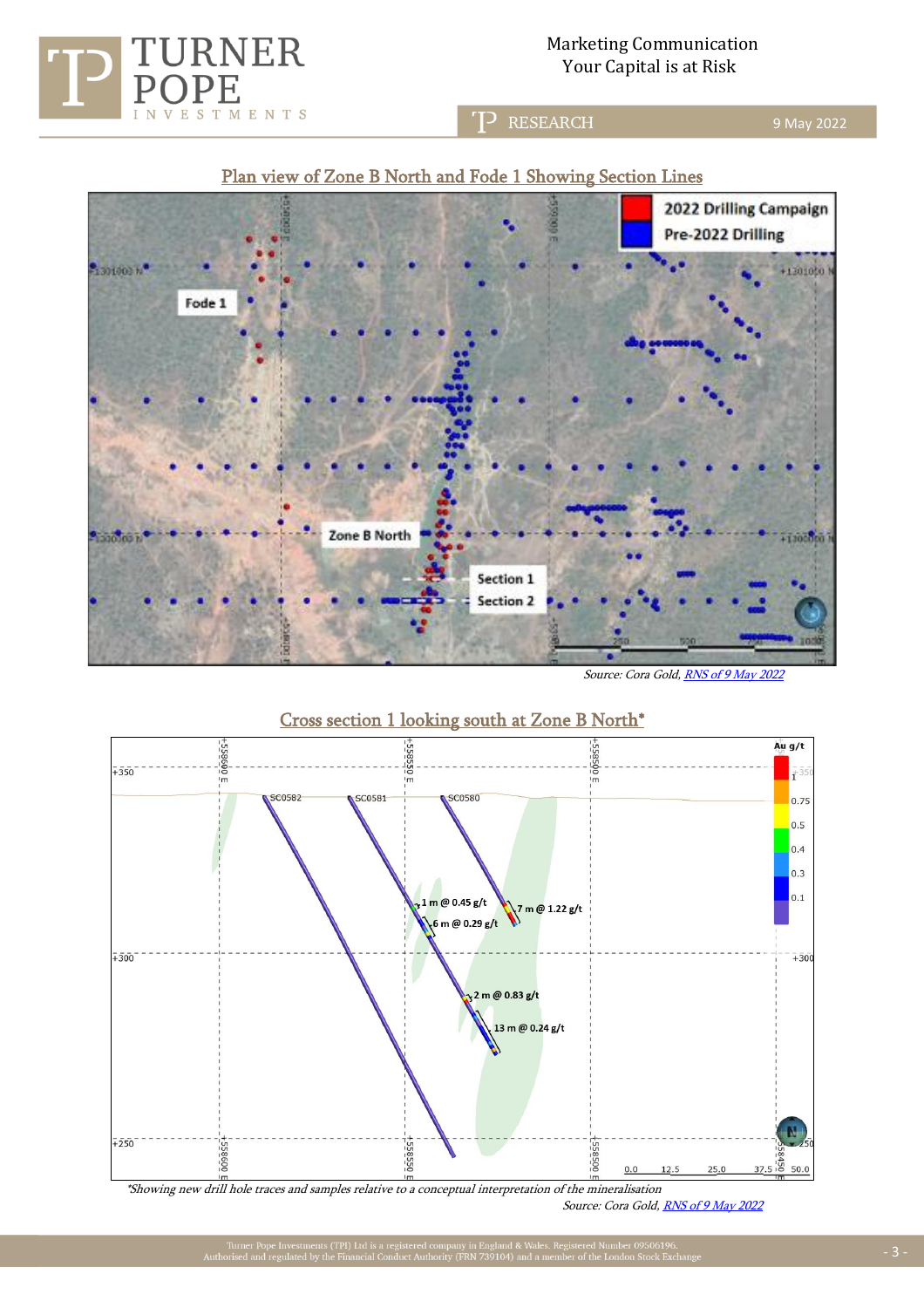## Plan view of Zone B North and Fode 1 Showing Section Lines

Source: Cora Gold, RNS of 9 May 2022

## Cross section 1 looking south at Zone B North*

*Showing new drill hole traces and samples relative to a conceptual interpretation of the mineralisation

Source: Cora Gold, RNS of 9 May 2022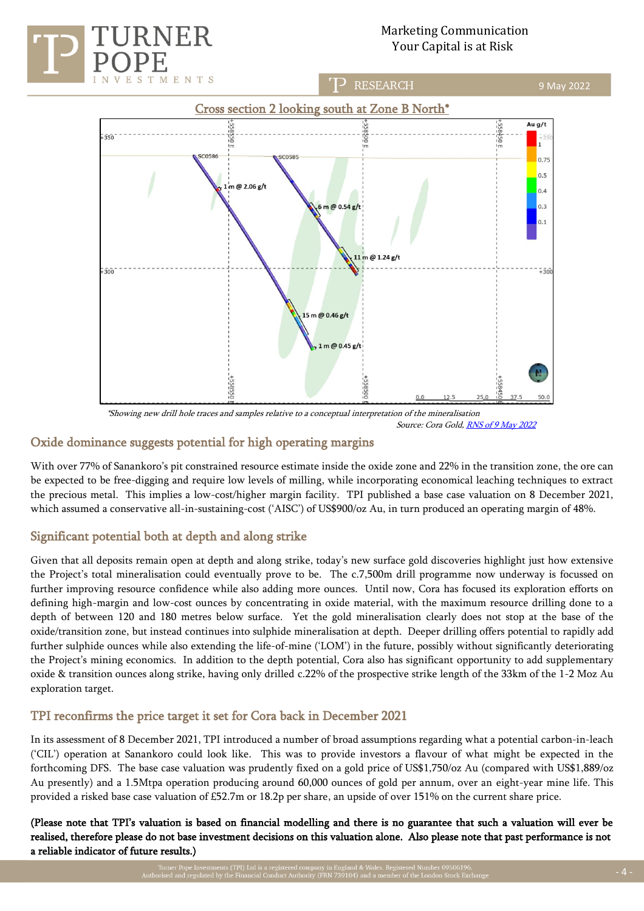## Cross section 2 looking south at Zone B North*

*Showing new drill hole traces and samples relative to a conceptual interpretation of the mineralisation

Source: Cora Gold, [RNS of 9 May 2022]

## Oxide dominance suggests potential for high operating margins

With over 77% of Sanankoro's pit constrained resource estimate inside the oxide zone and 22% in the transition zone, the ore can be expected to be free-digging and require low levels of milling, while incorporating economical leaching techniques to extract the precious metal. This implies a low-cost/higher margin facility. TPI published a base case valuation on 8 December 2021, which assumed a conservative all-in-sustaining-cost ('AISC') of US$900/oz Au, in turn produced an operating margin of 48%.

## Significant potential both at depth and along strike

Given that all deposits remain open at depth and along strike, today's new surface gold discoveries highlight just how extensive the Project's total mineralisation could eventually prove to be. The c.7,500m drill programme now underway is focussed on further improving resource confidence while also adding more ounces. Until now, Cora has focused its exploration efforts on defining high-margin and low-cost ounces by concentrating in oxide material, with the maximum resource drilling done to a depth of between 120 and 180 metres below surface. Yet the gold mineralisation clearly does not stop at the base of the oxide/transition zone, but instead continues into sulphide mineralisation at depth. Deeper drilling offers potential to rapidly add further sulphide ounces while also extending the life-of-mine ('LOM') in the future, possibly without significantly deteriorating the Project's mining economics. In addition to the depth potential, Cora also has significant opportunity to add supplementary oxide & transition ounces along strike, having only drilled c.22% of the prospective strike length of the 33km of the 1-2 Moz Au exploration target.

## TPI reconfirms the price target it set for Cora back in December 2021

In its assessment of 8 December 2021, TPI introduced a number of broad assumptions regarding what a potential carbon-in-leach ('CIL') operation at Sanankoro could look like. This was to provide investors a flavour of what might be expected in the forthcoming DFS. The base case valuation was prudently fixed on a gold price of US$1,750/oz Au (compared with US$1,889/oz Au presently) and a 1.5Mtpa operation producing around 60,000 ounces of gold per annum, over an eight-year mine life. This provided a risked base case valuation of £52.7m or 18.2p per share, an upside of over 151% on the current share price.

**(Please note that TPI's valuation is based on financial modelling and there is no guarantee that such a valuation will ever be realised, therefore please do not base investment decisions on this valuation alone. Also please note that past performance is not a reliable indicator of future results.)**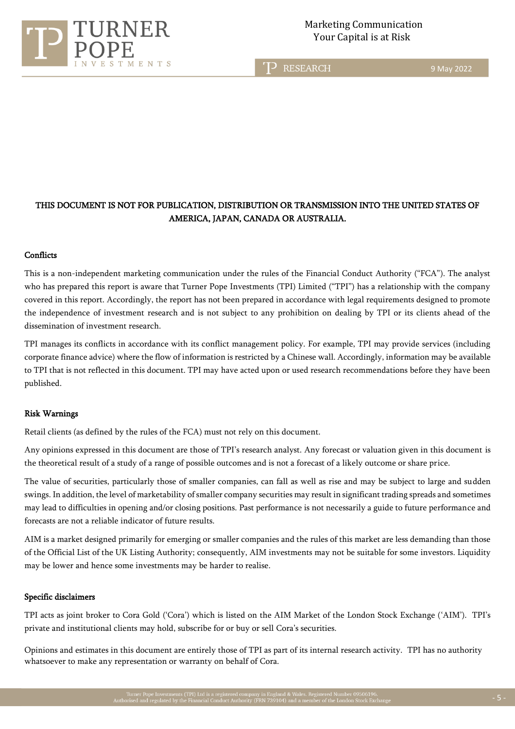**THIS DOCUMENT IS NOT FOR PUBLICATION, DISTRIBUTION OR TRANSMISSION INTO THE UNITED STATES OF AMERICA, JAPAN, CANADA OR AUSTRALIA.**

### Conflicts

This is a non-independent marketing communication under the rules of the Financial Conduct Authority ("FCA"). The analyst who has prepared this report is aware that Turner Pope Investments (TPI) Limited ("TPI") has a relationship with the company covered in this report. Accordingly, the report has not been prepared in accordance with legal requirements designed to promote the independence of investment research and is not subject to any prohibition on dealing by TPI or its clients ahead of the dissemination of investment research.

TPI manages its conflicts in accordance with its conflict management policy. For example, TPI may provide services (including corporate finance advice) where the flow of information is restricted by a Chinese wall. Accordingly, information may be available to TPI that is not reflected in this document. TPI may have acted upon or used research recommendations before they have been published.

### Risk Warnings

Retail clients (as defined by the rules of the FCA) must not rely on this document.

Any opinions expressed in this document are those of TPI's research analyst. Any forecast or valuation given in this document is the theoretical result of a study of a range of possible outcomes and is not a forecast of a likely outcome or share price.

The value of securities, particularly those of smaller companies, can fall as well as rise and may be subject to large and sudden swings. In addition, the level of marketability of smaller company securities may result in significant trading spreads and sometimes may lead to difficulties in opening and/or closing positions. Past performance is not necessarily a guide to future performance and forecasts are not a reliable indicator of future results.

AIM is a market designed primarily for emerging or smaller companies and the rules of this market are less demanding than those of the Official List of the UK Listing Authority; consequently, AIM investments may not be suitable for some investors. Liquidity may be lower and hence some investments may be harder to realise.

### Specific disclaimers

TPI acts as joint broker to Cora Gold ('Cora') which is listed on the AIM Market of the London Stock Exchange ('AIM'). TPI's private and institutional clients may hold, subscribe for or buy or sell Cora's securities.

Opinions and estimates in this document are entirely those of TPI as part of its internal research activity. TPI has no authority whatsoever to make any representation or warranty on behalf of Cora.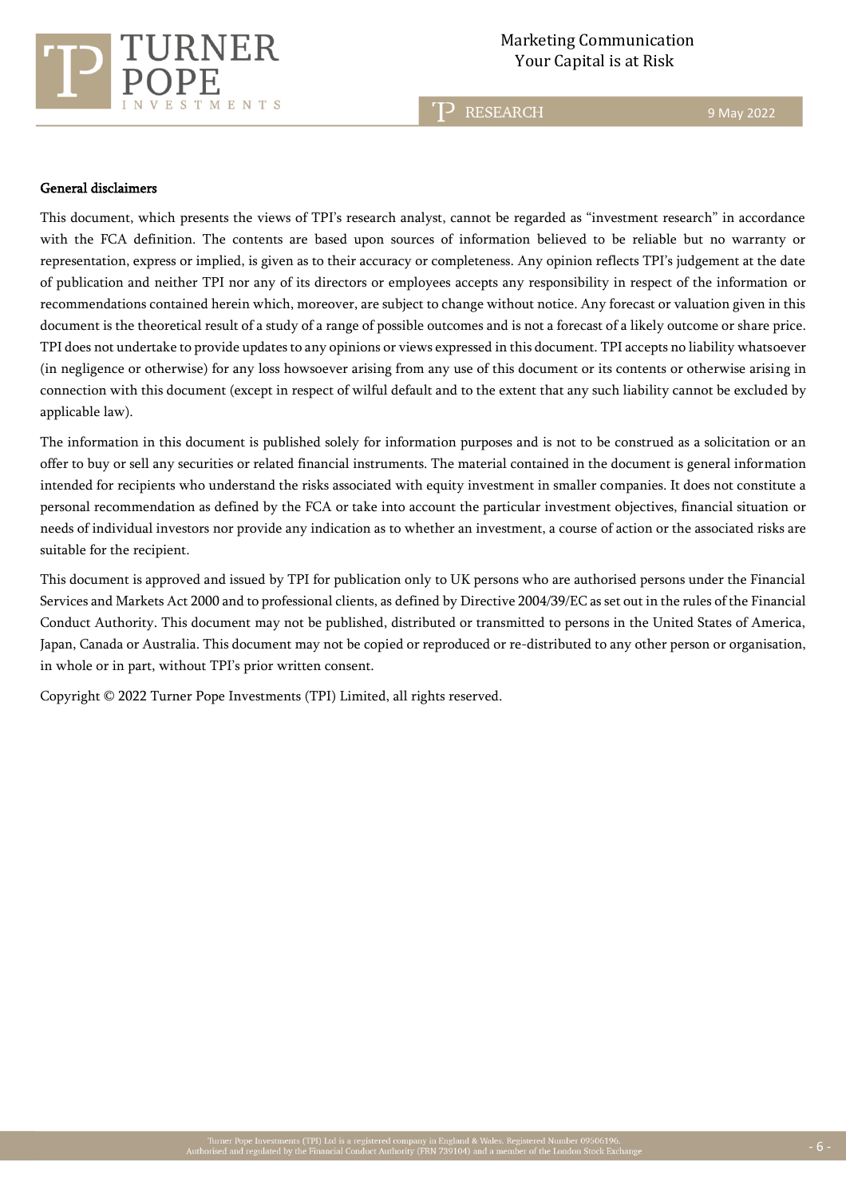## General disclaimers

This document, which presents the views of TPI's research analyst, cannot be regarded as "investment research" in accordance with the FCA definition. The contents are based upon sources of information believed to be reliable but no warranty or representation, express or implied, is given as to their accuracy or completeness. Any opinion reflects TPI's judgement at the date of publication and neither TPI nor any of its directors or employees accepts any responsibility in respect of the information or recommendations contained herein which, moreover, are subject to change without notice. Any forecast or valuation given in this document is the theoretical result of a study of a range of possible outcomes and is not a forecast of a likely outcome or share price. TPI does not undertake to provide updates to any opinions or views expressed in this document. TPI accepts no liability whatsoever (in negligence or otherwise) for any loss howsoever arising from any use of this document or its contents or otherwise arising in connection with this document (except in respect of wilful default and to the extent that any such liability cannot be excluded by applicable law).

The information in this document is published solely for information purposes and is not to be construed as a solicitation or an offer to buy or sell any securities or related financial instruments. The material contained in the document is general information intended for recipients who understand the risks associated with equity investment in smaller companies. It does not constitute a personal recommendation as defined by the FCA or take into account the particular investment objectives, financial situation or needs of individual investors nor provide any indication as to whether an investment, a course of action or the associated risks are suitable for the recipient.

This document is approved and issued by TPI for publication only to UK persons who are authorised persons under the Financial Services and Markets Act 2000 and to professional clients, as defined by Directive 2004/39/EC as set out in the rules of the Financial Conduct Authority. This document may not be published, distributed or transmitted to persons in the United States of America, Japan, Canada or Australia. This document may not be copied or reproduced or re-distributed to any other person or organisation, in whole or in part, without TPI's prior written consent.

Copyright © 2022 Turner Pope Investments (TPI) Limited, all rights reserved.